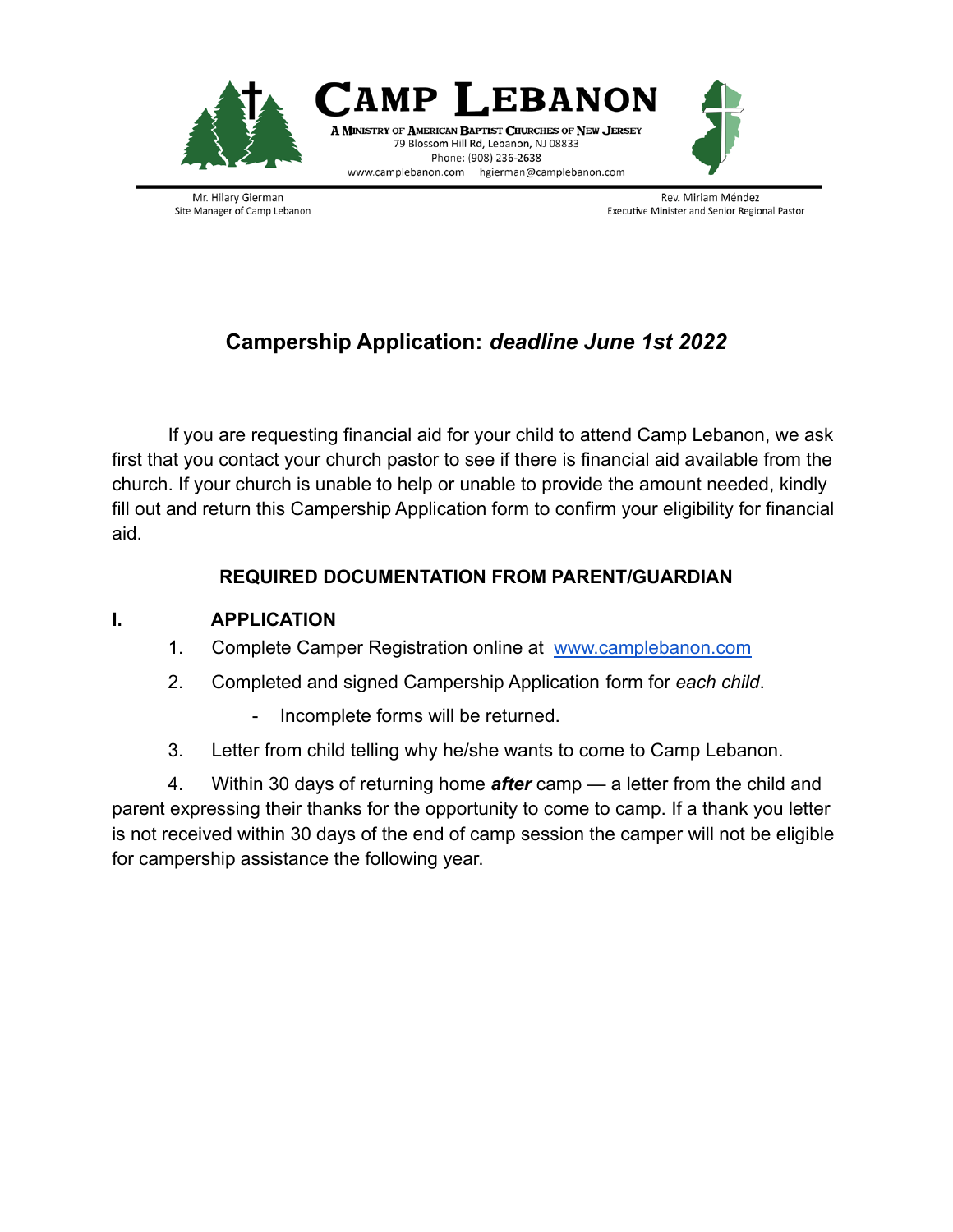# CAMP LEBANON

A MINISTRY OF AMERICAN BAPTIST CHURCHES OF NEW JERSEY
79 Blossom Hill Rd, Lebanon, NJ 08833
Phone: (908) 236-2638
www.camplebanon.com hgierman@camplebanon.com

Mr. Hilary Gierman
Site Manager of Camp Lebanon

Rev. Miriam Méndez
Executive Minister and Senior Regional Pastor

## Campership Application: *deadline June 1st 2022*

If you are requesting financial aid for your child to attend Camp Lebanon, we ask first that you contact your church pastor to see if there is financial aid available from the church. If your church is unable to help or unable to provide the amount needed, kindly fill out and return this Campership Application form to confirm your eligibility for financial aid.

### REQUIRED DOCUMENTATION FROM PARENT/GUARDIAN

**I. APPLICATION**

1. Complete Camper Registration online at [www.camplebanon.com](www.camplebanon.com)
2. Completed and signed Campership Application form for *each child*.
   - Incomplete forms will be returned.
3. Letter from child telling why he/she wants to come to Camp Lebanon.
4. Within 30 days of returning home ***after*** camp — a letter from the child and parent expressing their thanks for the opportunity to come to camp. If a thank you letter is not received within 30 days of the end of camp session the camper will not be eligible for campership assistance the following year.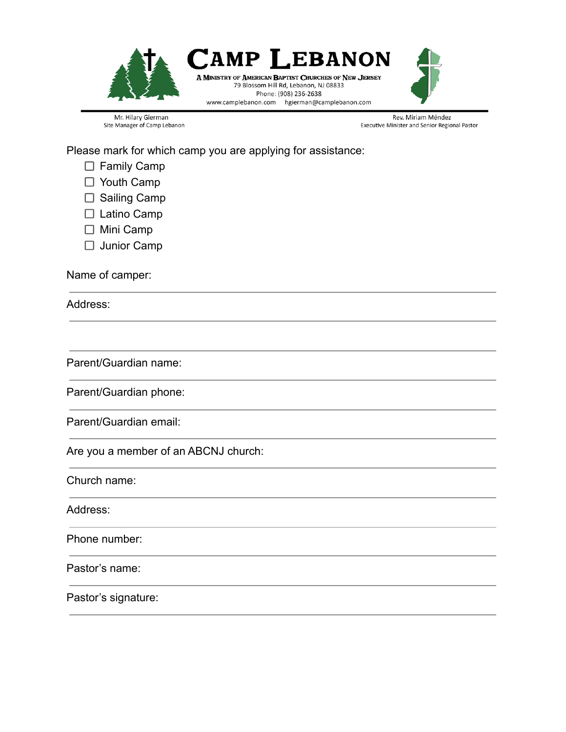# CAMP LEBANON

A MINISTRY OF AMERICAN BAPTIST CHURCHES OF NEW JERSEY
79 Blossom Hill Rd, Lebanon, NJ 08833
Phone: (908) 236-2638
www.camplebanon.com hgierman@camplebanon.com

Mr. Hilary Gierman
Site Manager of Camp Lebanon

Rev. Miriam Méndez
Executive Minister and Senior Regional Pastor

Please mark for which camp you are applying for assistance:

- ☐ Family Camp
- ☐ Youth Camp
- ☐ Sailing Camp
- ☐ Latino Camp
- ☐ Mini Camp
- ☐ Junior Camp

Name of camper: ______________________________

Address: ______________________________

______________________________

Parent/Guardian name: ______________________________

Parent/Guardian phone: ______________________________

Parent/Guardian email: ______________________________

Are you a member of an ABCNJ church: ______________________________

Church name: ______________________________

Address: ______________________________

Phone number: ______________________________

Pastor's name: ______________________________

Pastor's signature: ______________________________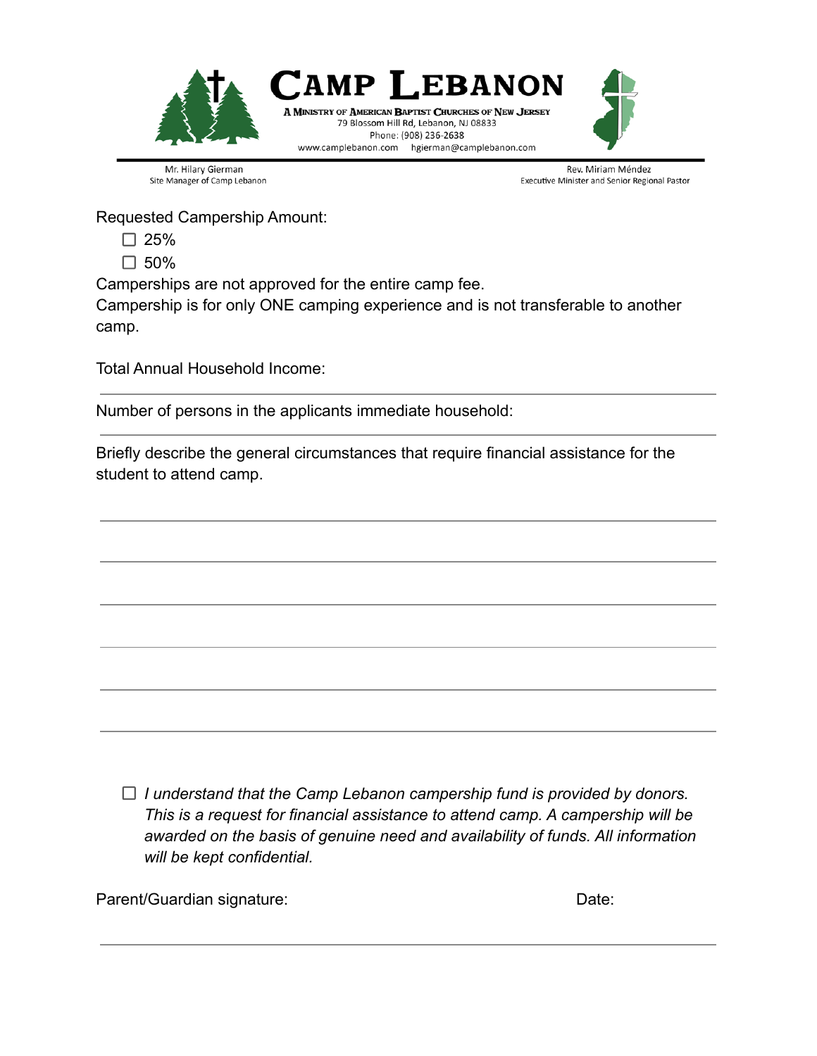# CAMP LEBANON

A MINISTRY OF AMERICAN BAPTIST CHURCHES OF NEW JERSEY
79 Blossom Hill Rd, Lebanon, NJ 08833
Phone: (908) 236-2638
www.camplebanon.com hgierman@camplebanon.com

Mr. Hilary Gierman
Site Manager of Camp Lebanon

Rev. Miriam Méndez
Executive Minister and Senior Regional Pastor

Requested Campership Amount:

- ☐ 25%
- ☐ 50%

Camperships are not approved for the entire camp fee.
Campership is for only ONE camping experience and is not transferable to another camp.

Total Annual Household Income:

_______________________________________________

Number of persons in the applicants immediate household:

_______________________________________________

Briefly describe the general circumstances that require financial assistance for the student to attend camp.

_______________________________________________

_______________________________________________

_______________________________________________

_______________________________________________

_______________________________________________

_______________________________________________

☐ *I understand that the Camp Lebanon campership fund is provided by donors. This is a request for financial assistance to attend camp. A campership will be awarded on the basis of genuine need and availability of funds. All information will be kept confidential.*

Parent/Guardian signature: Date:

_______________________________________________